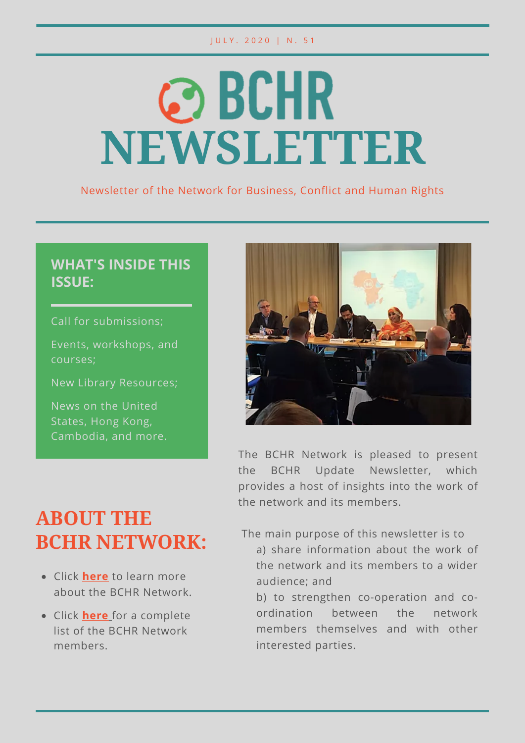JULY. 2020 | N. 51

# BCHR NEWSLETTER

Newsletter of the Network for Business, Conflict and Human Rights

## WHAT'S INSIDE THIS ISSUE:

Call for submissions;

Events, workshops, and courses;

New Library Resources;

News on the United States, Hong Kong, Cambodia, and more.

The BCHR Network is pleased to present the BCHR Update Newsletter, which provides a host of insights into the work of the network and its members.

The main purpose of this newsletter is to
a) share information about the work of the network and its members to a wider audience; and
b) to strengthen co-operation and co-ordination between the network members themselves and with other interested parties.

## ABOUT THE BCHR NETWORK:

- Click **here** to learn more about the BCHR Network.
- Click **here** for a complete list of the BCHR Network members.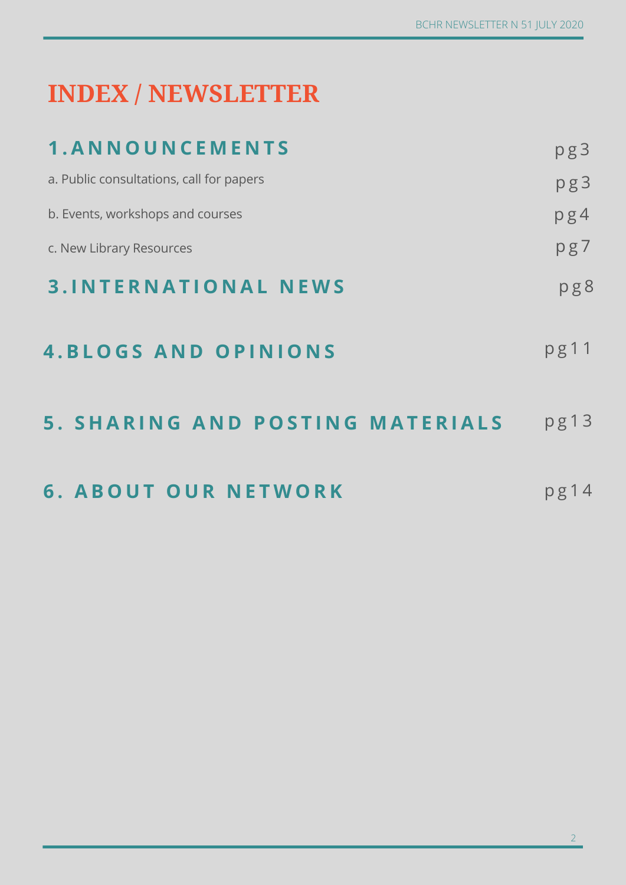# INDEX / NEWSLETTER

| | |
|---|---|
| **1. ANNOUNCEMENTS** | pg3 |
| a. Public consultations, call for papers | pg3 |
| b. Events, workshops and courses | pg4 |
| c. New Library Resources | pg7 |
| **3. INTERNATIONAL NEWS** | pg8 |
| **4. BLOGS AND OPINIONS** | pg11 |
| **5. SHARING AND POSTING MATERIALS** | pg13 |
| **6. ABOUT OUR NETWORK** | pg14 |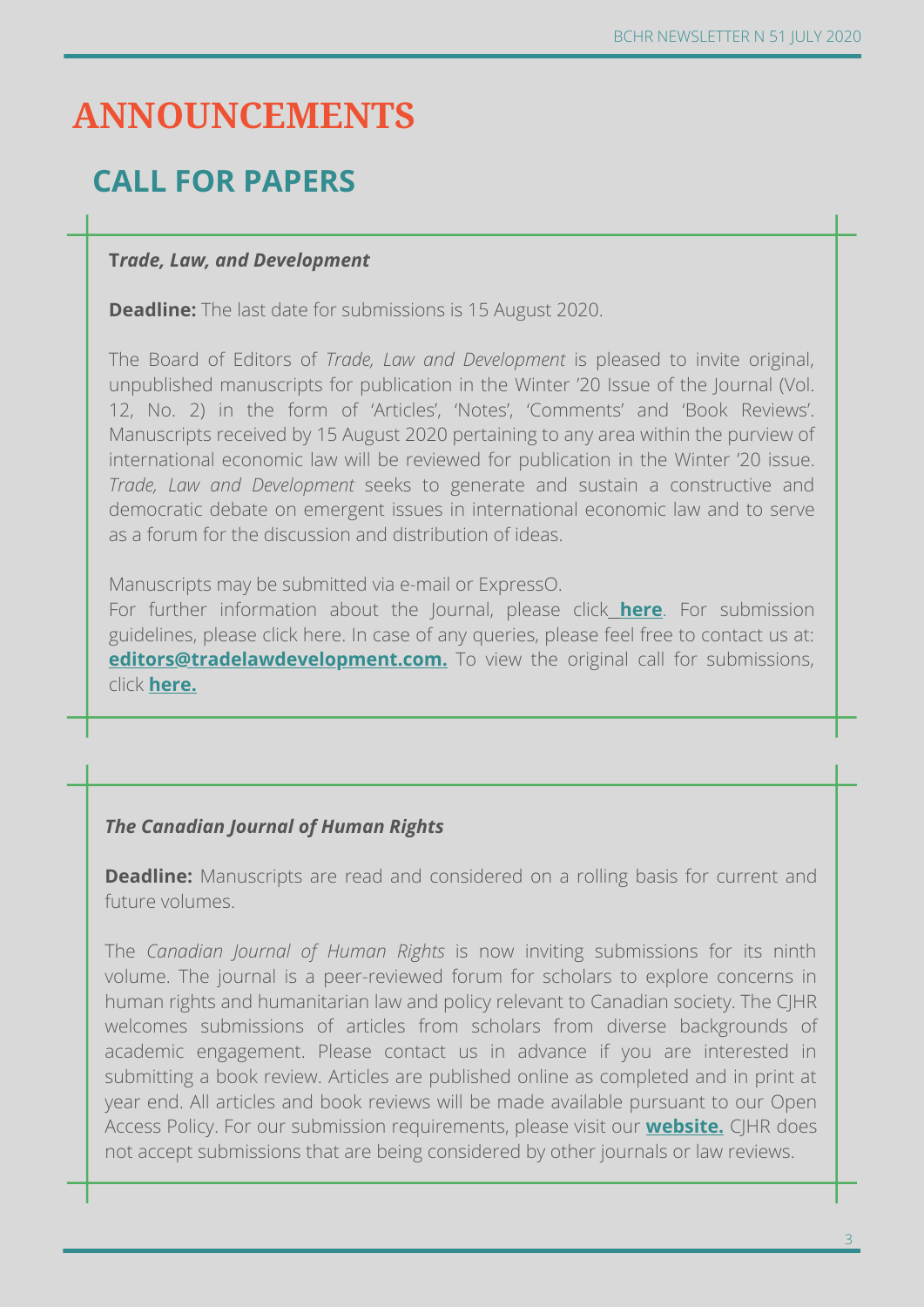# ANNOUNCEMENTS

## CALL FOR PAPERS

***Trade, Law, and Development***

**Deadline:** The last date for submissions is 15 August 2020.

The Board of Editors of *Trade, Law and Development* is pleased to invite original, unpublished manuscripts for publication in the Winter '20 Issue of the Journal (Vol. 12, No. 2) in the form of 'Articles', 'Notes', 'Comments' and 'Book Reviews'. Manuscripts received by 15 August 2020 pertaining to any area within the purview of international economic law will be reviewed for publication in the Winter '20 issue. *Trade, Law and Development* seeks to generate and sustain a constructive and democratic debate on emergent issues in international economic law and to serve as a forum for the discussion and distribution of ideas.

Manuscripts may be submitted via e-mail or ExpressO.
For further information about the Journal, please click **here**. For submission guidelines, please click here. In case of any queries, please feel free to contact us at: **editors@tradelawdevelopment.com.** To view the original call for submissions, click **here.**

***The Canadian Journal of Human Rights***

**Deadline:** Manuscripts are read and considered on a rolling basis for current and future volumes.

The *Canadian Journal of Human Rights* is now inviting submissions for its ninth volume. The journal is a peer-reviewed forum for scholars to explore concerns in human rights and humanitarian law and policy relevant to Canadian society. The CJHR welcomes submissions of articles from scholars from diverse backgrounds of academic engagement. Please contact us in advance if you are interested in submitting a book review. Articles are published online as completed and in print at year end. All articles and book reviews will be made available pursuant to our Open Access Policy. For our submission requirements, please visit our **website.** CJHR does not accept submissions that are being considered by other journals or law reviews.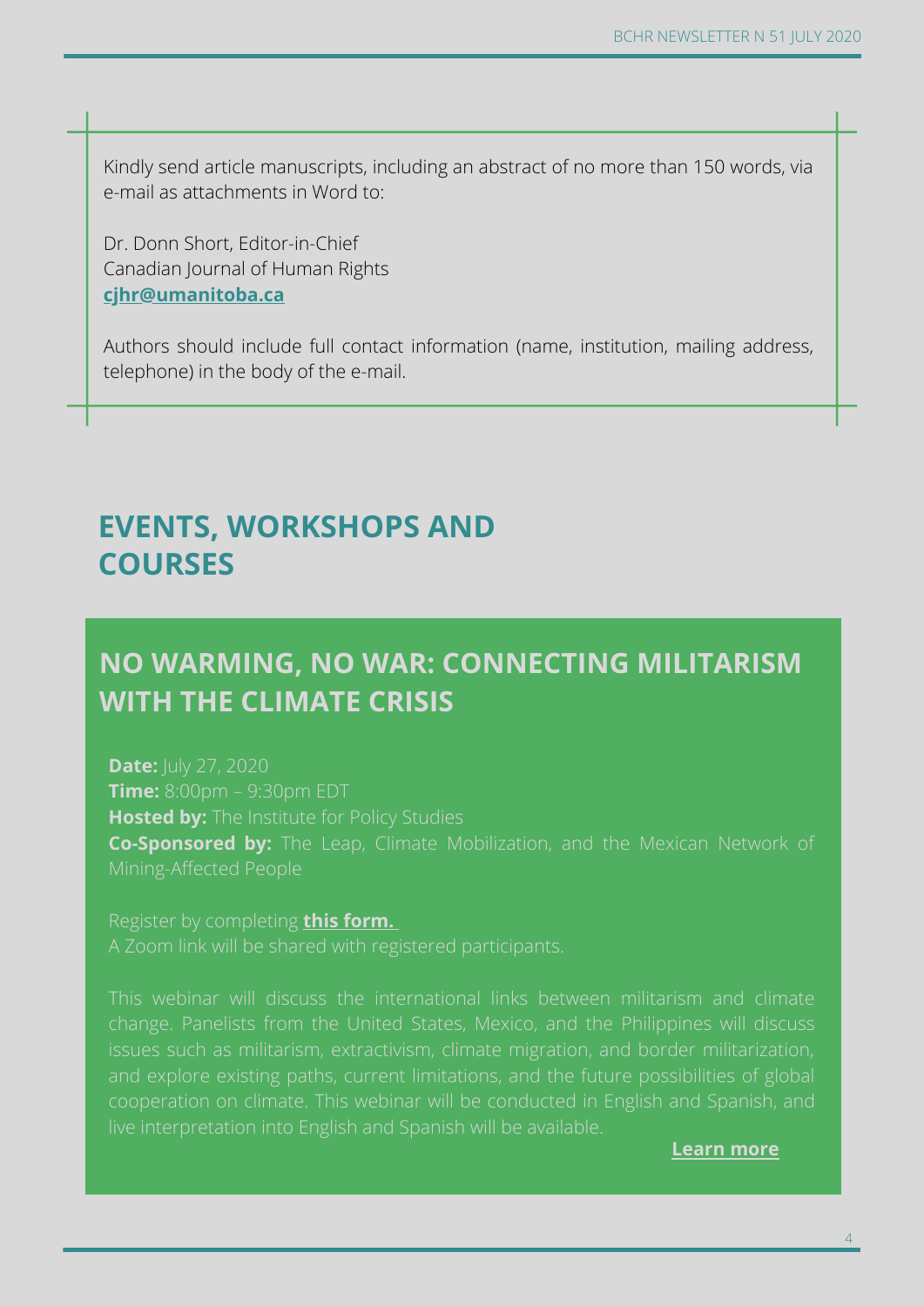Kindly send article manuscripts, including an abstract of no more than 150 words, via e-mail as attachments in Word to:

Dr. Donn Short, Editor-in-Chief
Canadian Journal of Human Rights
**cjhr@umanitoba.ca**

Authors should include full contact information (name, institution, mailing address, telephone) in the body of the e-mail.

# EVENTS, WORKSHOPS AND COURSES

## NO WARMING, NO WAR: CONNECTING MILITARISM WITH THE CLIMATE CRISIS

**Date:** July 27, 2020
**Time:** 8:00pm – 9:30pm EDT
**Hosted by:** The Institute for Policy Studies
**Co-Sponsored by:** The Leap, Climate Mobilization, and the Mexican Network of Mining-Affected People

Register by completing **this form.**
A Zoom link will be shared with registered participants.

This webinar will discuss the international links between militarism and climate change. Panelists from the United States, Mexico, and the Philippines will discuss issues such as militarism, extractivism, climate migration, and border militarization, and explore existing paths, current limitations, and the future possibilities of global cooperation on climate. This webinar will be conducted in English and Spanish, and live interpretation into English and Spanish will be available.

**Learn more**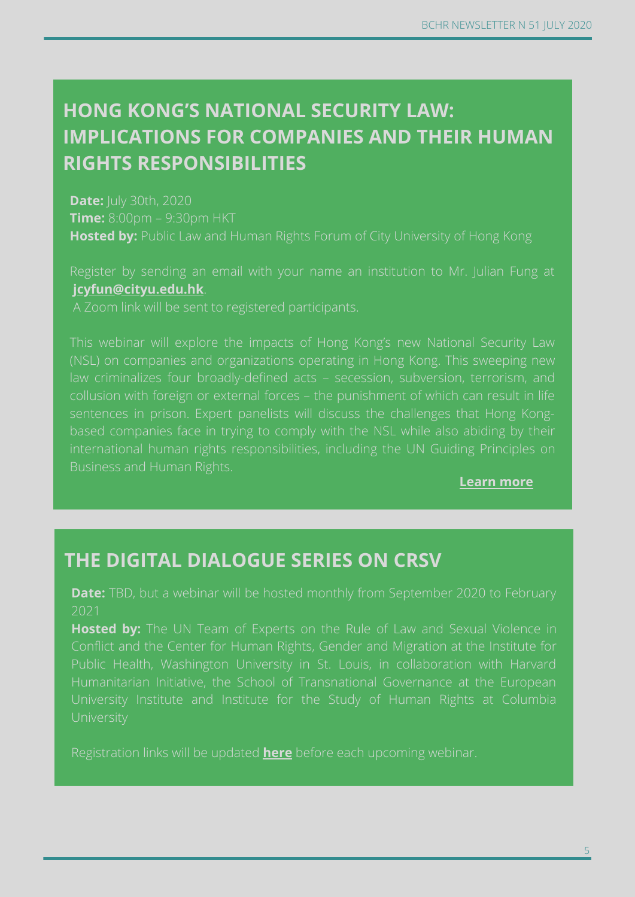## HONG KONG'S NATIONAL SECURITY LAW: IMPLICATIONS FOR COMPANIES AND THEIR HUMAN RIGHTS RESPONSIBILITIES

**Date:** July 30th, 2020
**Time:** 8:00pm – 9:30pm HKT
**Hosted by:** Public Law and Human Rights Forum of City University of Hong Kong

Register by sending an email with your name an institution to Mr. Julian Fung at **jcyfun@cityu.edu.hk**.
A Zoom link will be sent to registered participants.

This webinar will explore the impacts of Hong Kong's new National Security Law (NSL) on companies and organizations operating in Hong Kong. This sweeping new law criminalizes four broadly-defined acts – secession, subversion, terrorism, and collusion with foreign or external forces – the punishment of which can result in life sentences in prison. Expert panelists will discuss the challenges that Hong Kong-based companies face in trying to comply with the NSL while also abiding by their international human rights responsibilities, including the UN Guiding Principles on Business and Human Rights.

**Learn more**

## THE DIGITAL DIALOGUE SERIES ON CRSV

**Date:** TBD, but a webinar will be hosted monthly from September 2020 to February 2021

**Hosted by:** The UN Team of Experts on the Rule of Law and Sexual Violence in Conflict and the Center for Human Rights, Gender and Migration at the Institute for Public Health, Washington University in St. Louis, in collaboration with Harvard Humanitarian Initiative, the School of Transnational Governance at the European University Institute and Institute for the Study of Human Rights at Columbia University

Registration links will be updated **here** before each upcoming webinar.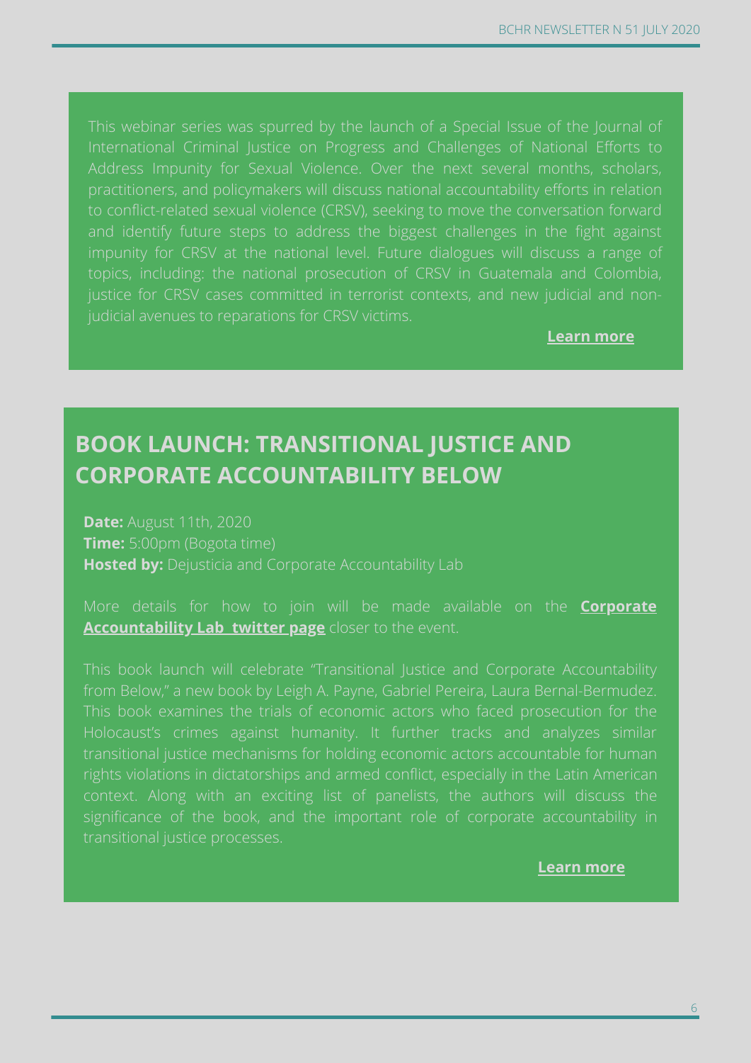This webinar series was spurred by the launch of a Special Issue of the Journal of International Criminal Justice on Progress and Challenges of National Efforts to Address Impunity for Sexual Violence. Over the next several months, scholars, practitioners, and policymakers will discuss national accountability efforts in relation to conflict-related sexual violence (CRSV), seeking to move the conversation forward and identify future steps to address the biggest challenges in the fight against impunity for CRSV at the national level. Future dialogues will discuss a range of topics, including: the national prosecution of CRSV in Guatemala and Colombia, justice for CRSV cases committed in terrorist contexts, and new judicial and non-judicial avenues to reparations for CRSV victims.

**Learn more**

## BOOK LAUNCH: TRANSITIONAL JUSTICE AND CORPORATE ACCOUNTABILITY BELOW

**Date:** August 11th, 2020
**Time:** 5:00pm (Bogota time)
**Hosted by:** Dejusticia and Corporate Accountability Lab

More details for how to join will be made available on the **Corporate Accountability Lab twitter page** closer to the event.

This book launch will celebrate "Transitional Justice and Corporate Accountability from Below," a new book by Leigh A. Payne, Gabriel Pereira, Laura Bernal-Bermudez. This book examines the trials of economic actors who faced prosecution for the Holocaust's crimes against humanity. It further tracks and analyzes similar transitional justice mechanisms for holding economic actors accountable for human rights violations in dictatorships and armed conflict, especially in the Latin American context. Along with an exciting list of panelists, the authors will discuss the significance of the book, and the important role of corporate accountability in transitional justice processes.

**Learn more**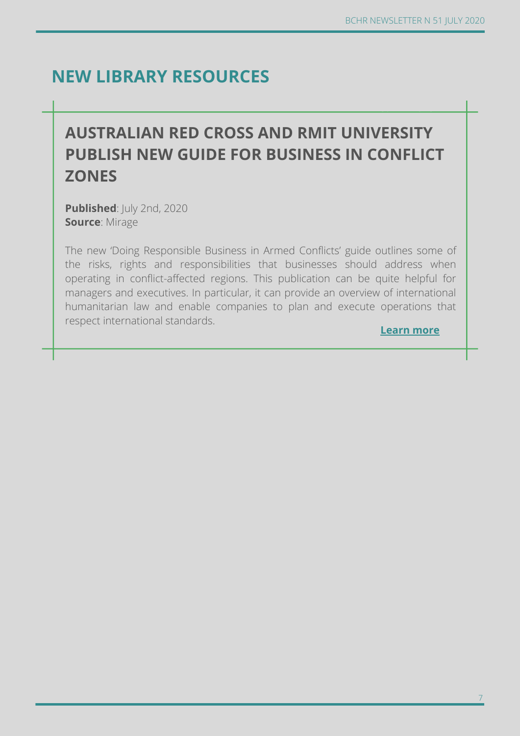## NEW LIBRARY RESOURCES

### AUSTRALIAN RED CROSS AND RMIT UNIVERSITY PUBLISH NEW GUIDE FOR BUSINESS IN CONFLICT ZONES

**Published**: July 2nd, 2020
**Source**: Mirage

The new 'Doing Responsible Business in Armed Conflicts' guide outlines some of the risks, rights and responsibilities that businesses should address when operating in conflict-affected regions. This publication can be quite helpful for managers and executives. In particular, it can provide an overview of international humanitarian law and enable companies to plan and execute operations that respect international standards.

**Learn more**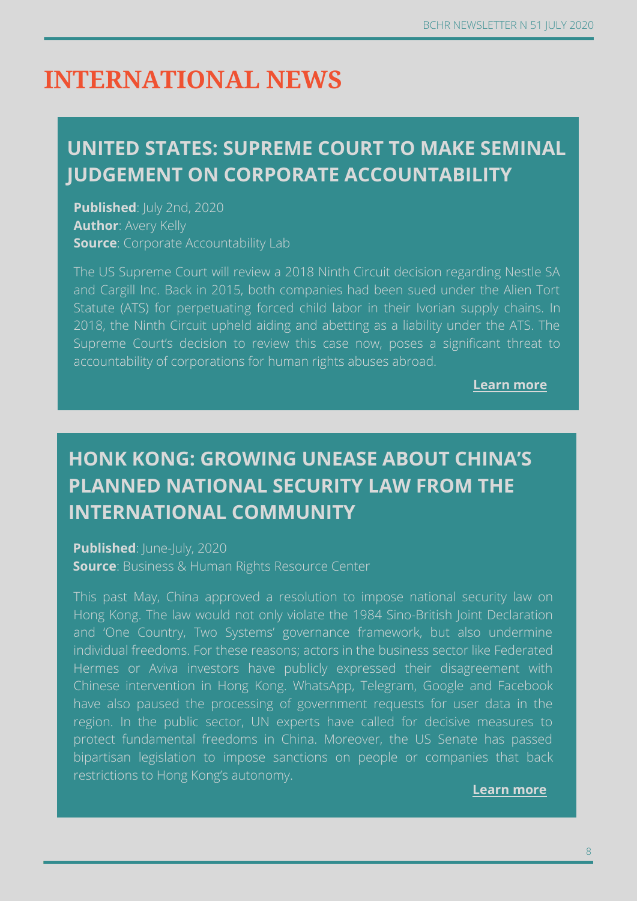# INTERNATIONAL NEWS

## UNITED STATES: SUPREME COURT TO MAKE SEMINAL JUDGEMENT ON CORPORATE ACCOUNTABILITY

**Published**: July 2nd, 2020
**Author**: Avery Kelly
**Source**: Corporate Accountability Lab

The US Supreme Court will review a 2018 Ninth Circuit decision regarding Nestle SA and Cargill Inc. Back in 2015, both companies had been sued under the Alien Tort Statute (ATS) for perpetuating forced child labor in their Ivorian supply chains. In 2018, the Ninth Circuit upheld aiding and abetting as a liability under the ATS. The Supreme Court's decision to review this case now, poses a significant threat to accountability of corporations for human rights abuses abroad.

**Learn more**

## HONK KONG: GROWING UNEASE ABOUT CHINA'S PLANNED NATIONAL SECURITY LAW FROM THE INTERNATIONAL COMMUNITY

**Published**: June-July, 2020
**Source**: Business & Human Rights Resource Center

This past May, China approved a resolution to impose national security law on Hong Kong. The law would not only violate the 1984 Sino-British Joint Declaration and 'One Country, Two Systems' governance framework, but also undermine individual freedoms. For these reasons; actors in the business sector like Federated Hermes or Aviva investors have publicly expressed their disagreement with Chinese intervention in Hong Kong. WhatsApp, Telegram, Google and Facebook have also paused the processing of government requests for user data in the region. In the public sector, UN experts have called for decisive measures to protect fundamental freedoms in China. Moreover, the US Senate has passed bipartisan legislation to impose sanctions on people or companies that back restrictions to Hong Kong's autonomy.

**Learn more**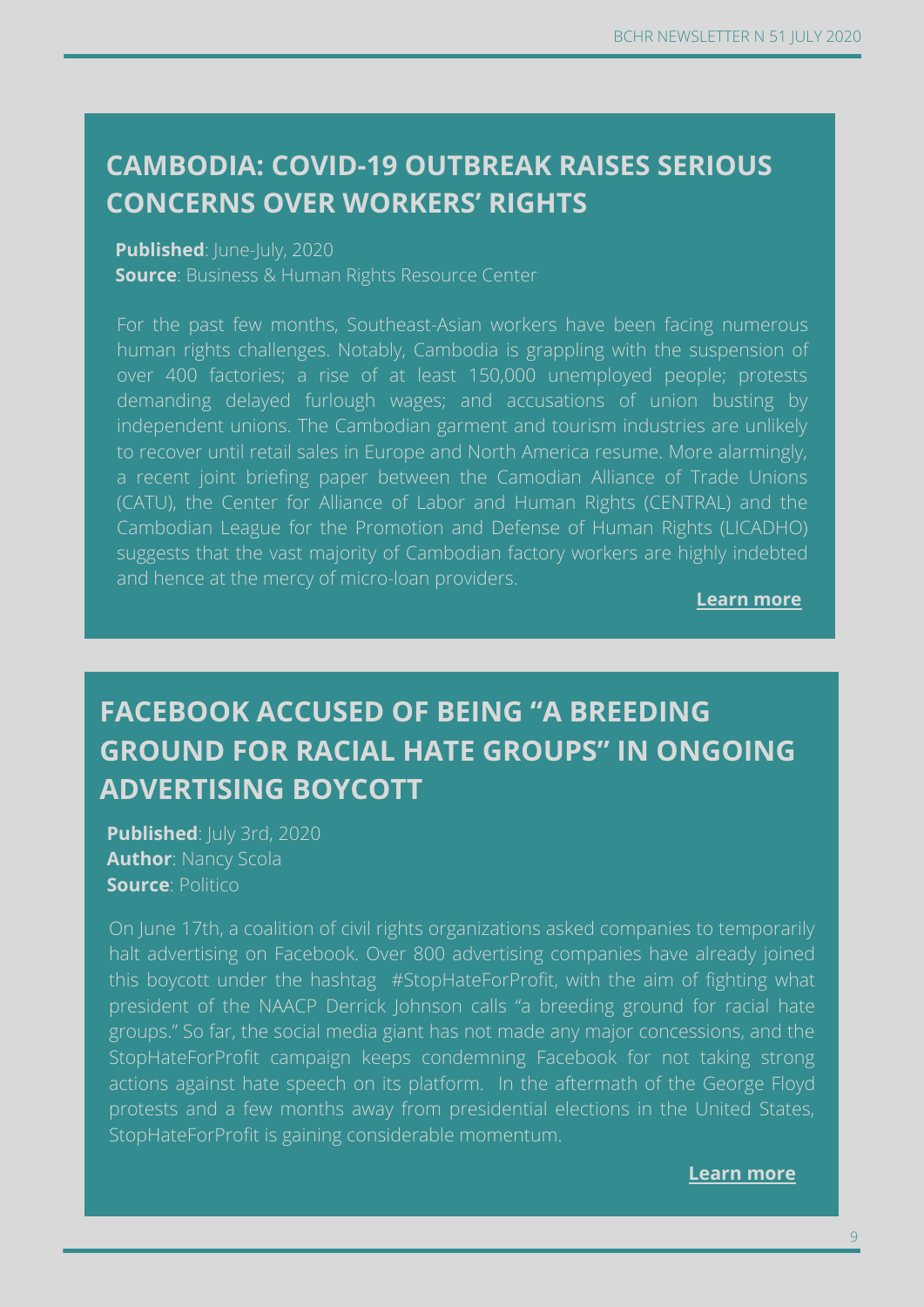## CAMBODIA: COVID-19 OUTBREAK RAISES SERIOUS CONCERNS OVER WORKERS' RIGHTS

**Published**: June-July, 2020
**Source**: Business & Human Rights Resource Center

For the past few months, Southeast-Asian workers have been facing numerous human rights challenges. Notably, Cambodia is grappling with the suspension of over 400 factories; a rise of at least 150,000 unemployed people; protests demanding delayed furlough wages; and accusations of union busting by independent unions. The Cambodian garment and tourism industries are unlikely to recover until retail sales in Europe and North America resume. More alarmingly, a recent joint briefing paper between the Camodian Alliance of Trade Unions (CATU), the Center for Alliance of Labor and Human Rights (CENTRAL) and the Cambodian League for the Promotion and Defense of Human Rights (LICADHO) suggests that the vast majority of Cambodian factory workers are highly indebted and hence at the mercy of micro-loan providers.

**Learn more**

## FACEBOOK ACCUSED OF BEING "A BREEDING GROUND FOR RACIAL HATE GROUPS" IN ONGOING ADVERTISING BOYCOTT

**Published**: July 3rd, 2020
**Author**: Nancy Scola
**Source**: Politico

On June 17th, a coalition of civil rights organizations asked companies to temporarily halt advertising on Facebook. Over 800 advertising companies have already joined this boycott under the hashtag #StopHateForProfit, with the aim of fighting what president of the NAACP Derrick Johnson calls "a breeding ground for racial hate groups." So far, the social media giant has not made any major concessions, and the StopHateForProfit campaign keeps condemning Facebook for not taking strong actions against hate speech on its platform. In the aftermath of the George Floyd protests and a few months away from presidential elections in the United States, StopHateForProfit is gaining considerable momentum.

**Learn more**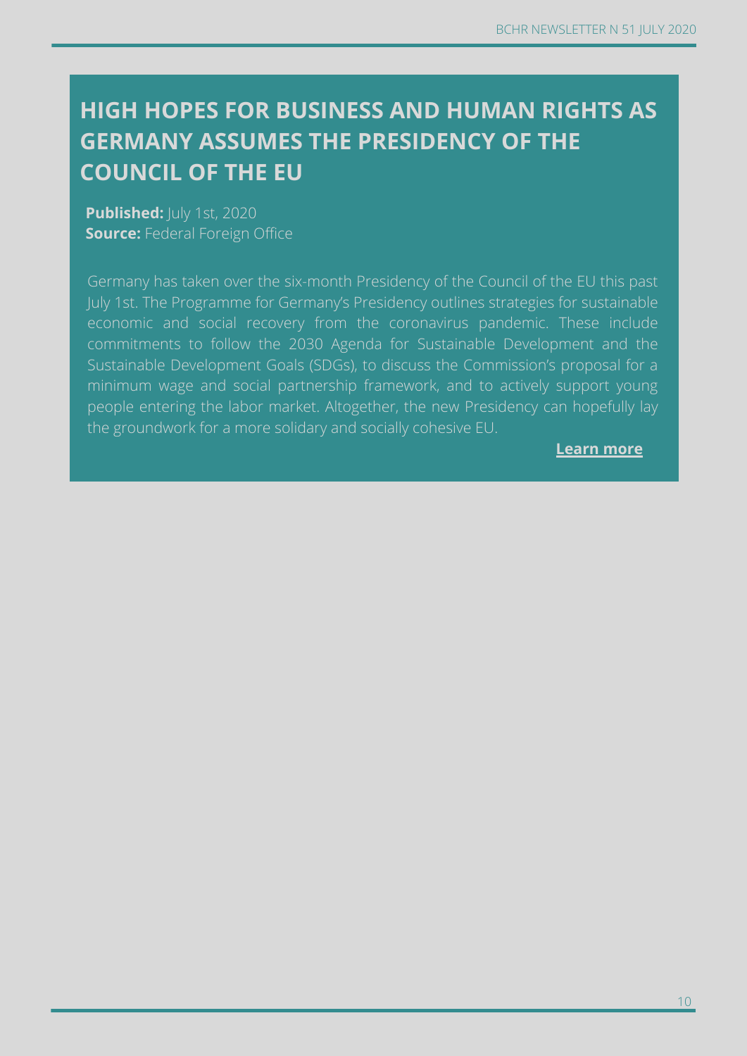## HIGH HOPES FOR BUSINESS AND HUMAN RIGHTS AS GERMANY ASSUMES THE PRESIDENCY OF THE COUNCIL OF THE EU

**Published:** July 1st, 2020
**Source:** Federal Foreign Office

Germany has taken over the six-month Presidency of the Council of the EU this past July 1st. The Programme for Germany's Presidency outlines strategies for sustainable economic and social recovery from the coronavirus pandemic. These include commitments to follow the 2030 Agenda for Sustainable Development and the Sustainable Development Goals (SDGs), to discuss the Commission's proposal for a minimum wage and social partnership framework, and to actively support young people entering the labor market. Altogether, the new Presidency can hopefully lay the groundwork for a more solidary and socially cohesive EU.

**Learn more**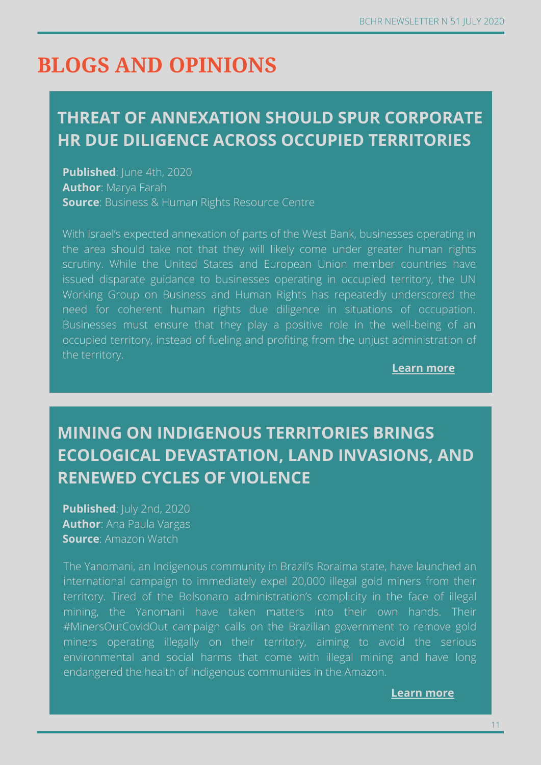# BLOGS AND OPINIONS

## THREAT OF ANNEXATION SHOULD SPUR CORPORATE HR DUE DILIGENCE ACROSS OCCUPIED TERRITORIES

**Published**: June 4th, 2020
**Author**: Marya Farah
**Source**: Business & Human Rights Resource Centre

With Israel's expected annexation of parts of the West Bank, businesses operating in the area should take not that they will likely come under greater human rights scrutiny. While the United States and European Union member countries have issued disparate guidance to businesses operating in occupied territory, the UN Working Group on Business and Human Rights has repeatedly underscored the need for coherent human rights due diligence in situations of occupation. Businesses must ensure that they play a positive role in the well-being of an occupied territory, instead of fueling and profiting from the unjust administration of the territory.

**Learn more**

## MINING ON INDIGENOUS TERRITORIES BRINGS ECOLOGICAL DEVASTATION, LAND INVASIONS, AND RENEWED CYCLES OF VIOLENCE

**Published**: July 2nd, 2020
**Author**: Ana Paula Vargas
**Source**: Amazon Watch

The Yanomani, an Indigenous community in Brazil's Roraima state, have launched an international campaign to immediately expel 20,000 illegal gold miners from their territory. Tired of the Bolsonaro administration's complicity in the face of illegal mining, the Yanomani have taken matters into their own hands. Their #MinersOutCovidOut campaign calls on the Brazilian government to remove gold miners operating illegally on their territory, aiming to avoid the serious environmental and social harms that come with illegal mining and have long endangered the health of Indigenous communities in the Amazon.

**Learn more**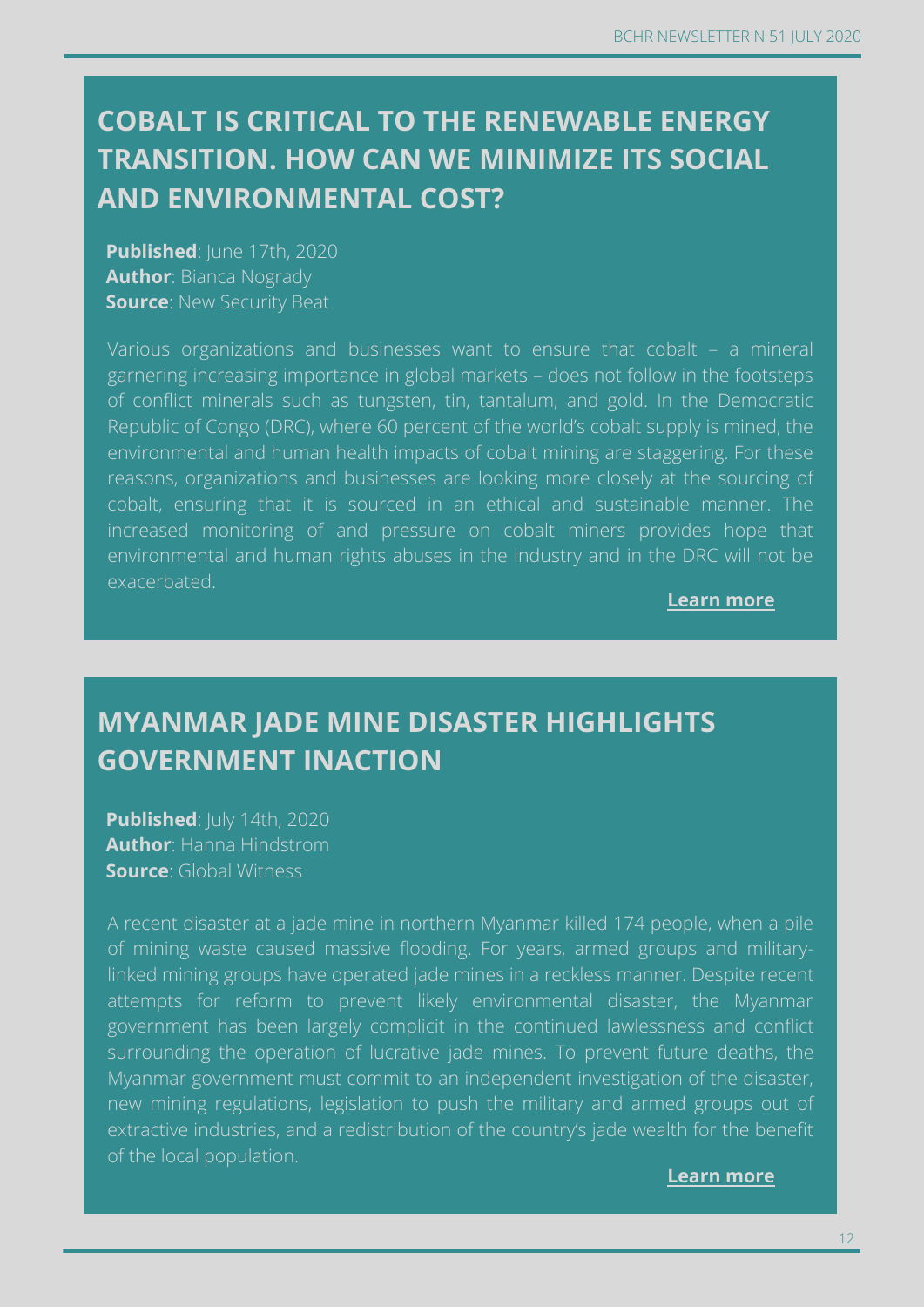## COBALT IS CRITICAL TO THE RENEWABLE ENERGY TRANSITION. HOW CAN WE MINIMIZE ITS SOCIAL AND ENVIRONMENTAL COST?

**Published**: June 17th, 2020
**Author**: Bianca Nogrady
**Source**: New Security Beat

Various organizations and businesses want to ensure that cobalt – a mineral garnering increasing importance in global markets – does not follow in the footsteps of conflict minerals such as tungsten, tin, tantalum, and gold. In the Democratic Republic of Congo (DRC), where 60 percent of the world's cobalt supply is mined, the environmental and human health impacts of cobalt mining are staggering. For these reasons, organizations and businesses are looking more closely at the sourcing of cobalt, ensuring that it is sourced in an ethical and sustainable manner. The increased monitoring of and pressure on cobalt miners provides hope that environmental and human rights abuses in the industry and in the DRC will not be exacerbated.

**Learn more**

## MYANMAR JADE MINE DISASTER HIGHLIGHTS GOVERNMENT INACTION

**Published**: July 14th, 2020
**Author**: Hanna Hindstrom
**Source**: Global Witness

A recent disaster at a jade mine in northern Myanmar killed 174 people, when a pile of mining waste caused massive flooding. For years, armed groups and military-linked mining groups have operated jade mines in a reckless manner. Despite recent attempts for reform to prevent likely environmental disaster, the Myanmar government has been largely complicit in the continued lawlessness and conflict surrounding the operation of lucrative jade mines. To prevent future deaths, the Myanmar government must commit to an independent investigation of the disaster, new mining regulations, legislation to push the military and armed groups out of extractive industries, and a redistribution of the country's jade wealth for the benefit of the local population.

**Learn more**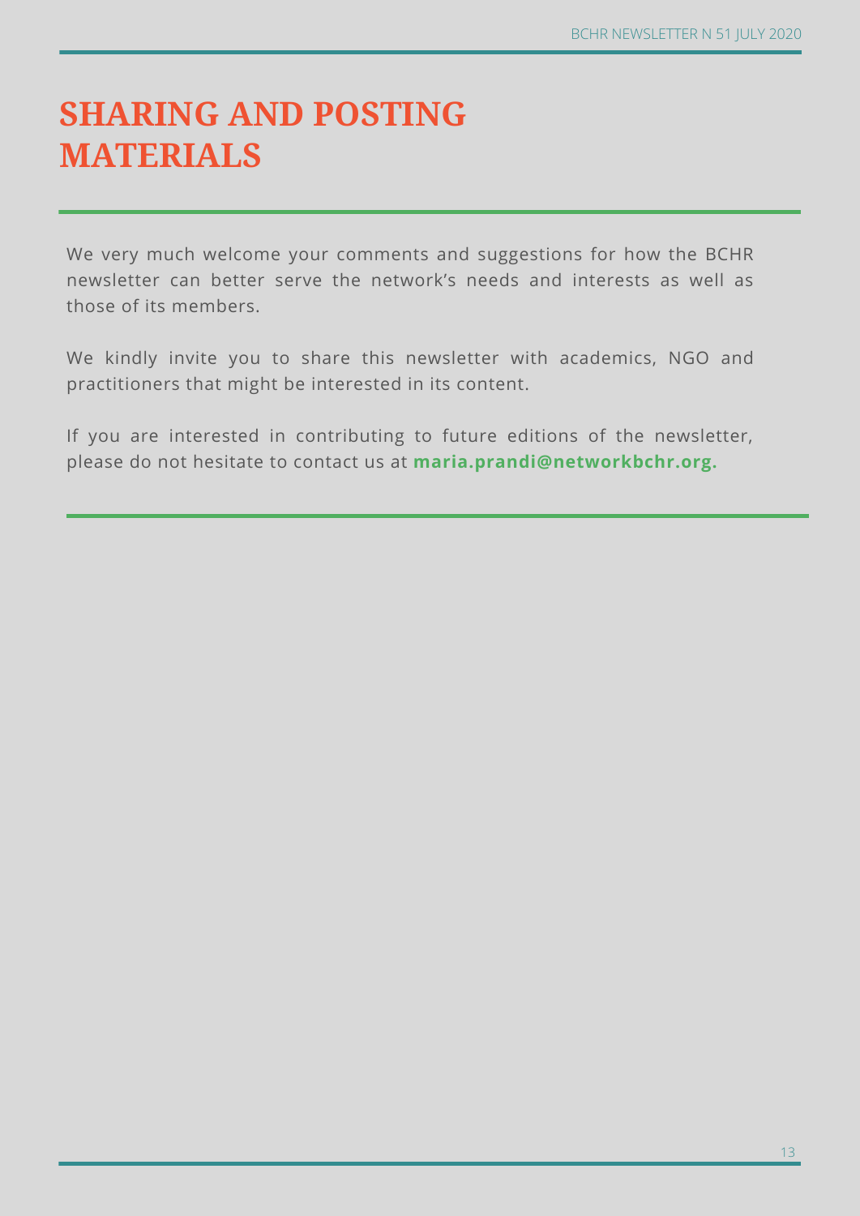# SHARING AND POSTING MATERIALS

We very much welcome your comments and suggestions for how the BCHR newsletter can better serve the network's needs and interests as well as those of its members.

We kindly invite you to share this newsletter with academics, NGO and practitioners that might be interested in its content.

If you are interested in contributing to future editions of the newsletter, please do not hesitate to contact us at **maria.prandi@networkbchr.org.**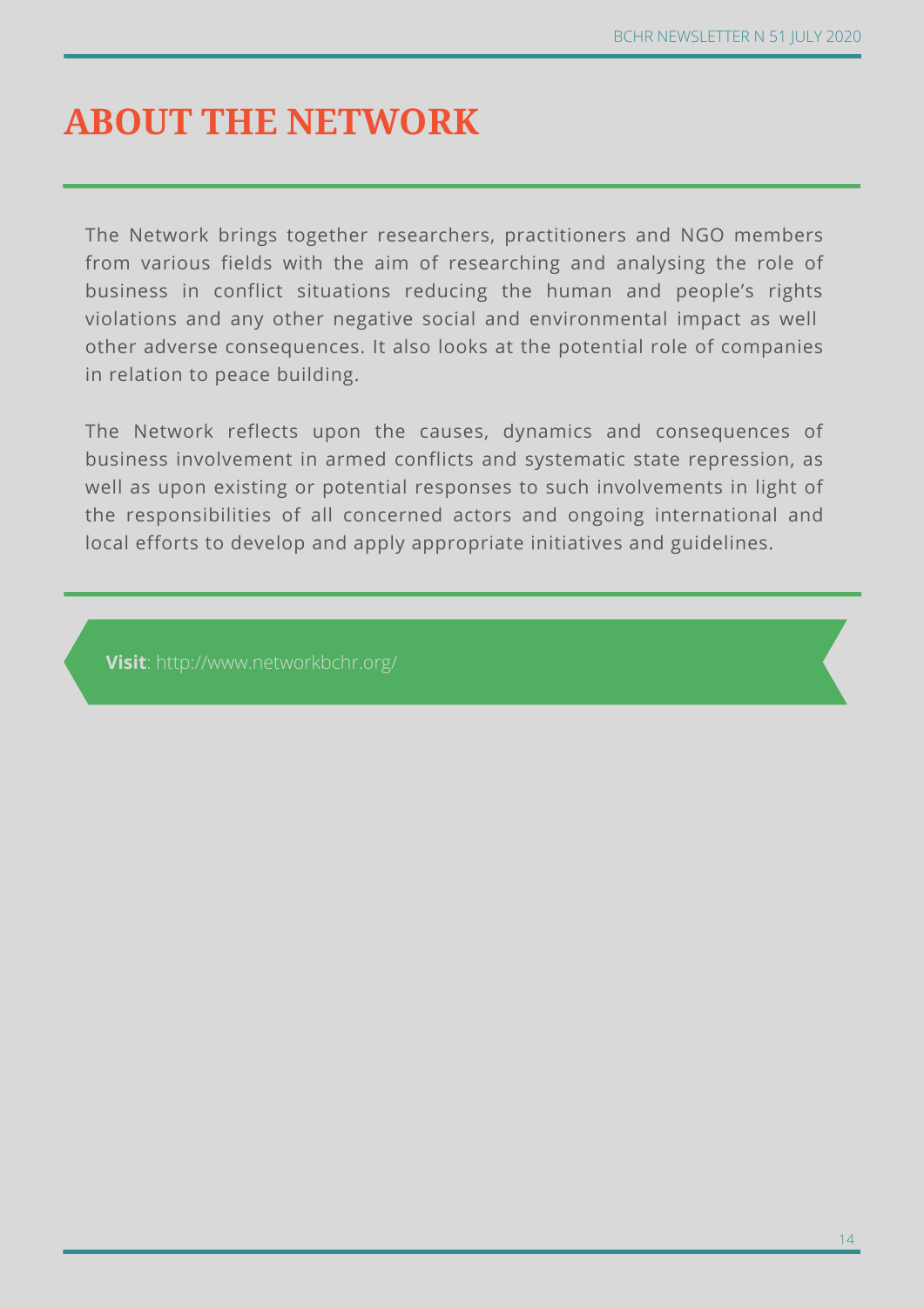# ABOUT THE NETWORK

The Network brings together researchers, practitioners and NGO members from various fields with the aim of researching and analysing the role of business in conflict situations reducing the human and people's rights violations and any other negative social and environmental impact as well other adverse consequences. It also looks at the potential role of companies in relation to peace building.

The Network reflects upon the causes, dynamics and consequences of business involvement in armed conflicts and systematic state repression, as well as upon existing or potential responses to such involvements in light of the responsibilities of all concerned actors and ongoing international and local efforts to develop and apply appropriate initiatives and guidelines.

**Visit**: http://www.networkbchr.org/